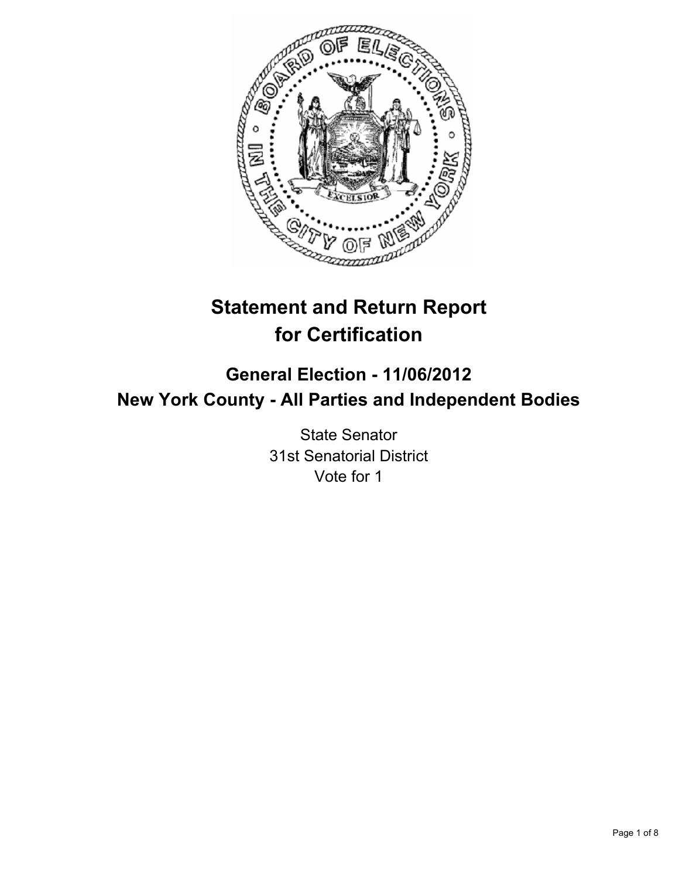# Statement and Return Report for Certification

## General Election - 11/06/2012
## New York County - All Parties and Independent Bodies

State Senator
31st Senatorial District
Vote for 1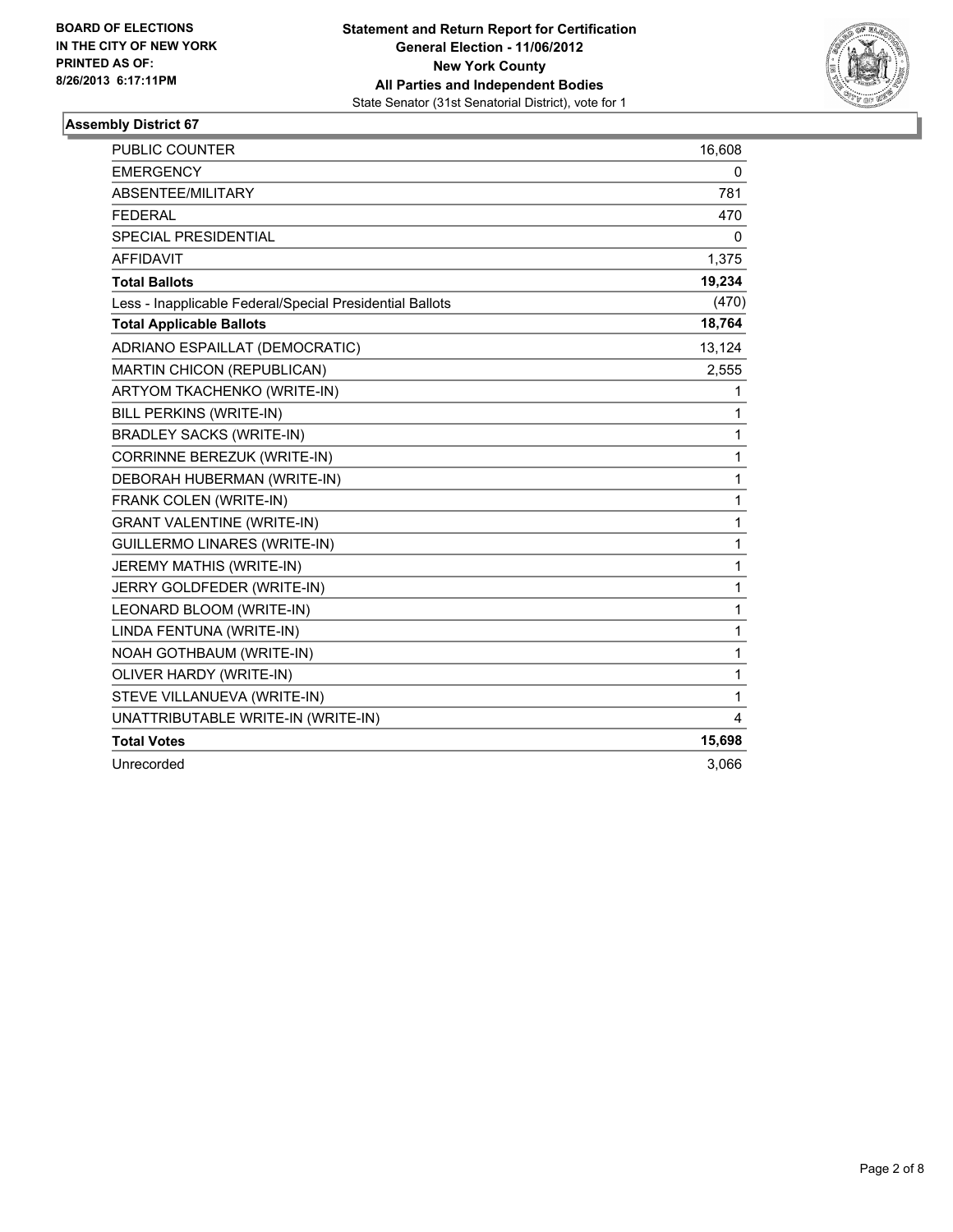**BOARD OF ELECTIONS IN THE CITY OF NEW YORK PRINTED AS OF: 8/26/2013 6:17:11PM**

**Statement and Return Report for Certification General Election - 11/06/2012 New York County All Parties and Independent Bodies**
State Senator (31st Senatorial District), vote for 1

### Assembly District 67

| | |
|---|---|
| PUBLIC COUNTER | 16,608 |
| EMERGENCY | 0 |
| ABSENTEE/MILITARY | 781 |
| FEDERAL | 470 |
| SPECIAL PRESIDENTIAL | 0 |
| AFFIDAVIT | 1,375 |
| **Total Ballots** | **19,234** |
| Less - Inapplicable Federal/Special Presidential Ballots | (470) |
| **Total Applicable Ballots** | **18,764** |
| ADRIANO ESPAILLAT (DEMOCRATIC) | 13,124 |
| MARTIN CHICON (REPUBLICAN) | 2,555 |
| ARTYOM TKACHENKO (WRITE-IN) | 1 |
| BILL PERKINS (WRITE-IN) | 1 |
| BRADLEY SACKS (WRITE-IN) | 1 |
| CORRINNE BEREZUK (WRITE-IN) | 1 |
| DEBORAH HUBERMAN (WRITE-IN) | 1 |
| FRANK COLEN (WRITE-IN) | 1 |
| GRANT VALENTINE (WRITE-IN) | 1 |
| GUILLERMO LINARES (WRITE-IN) | 1 |
| JEREMY MATHIS (WRITE-IN) | 1 |
| JERRY GOLDFEDER (WRITE-IN) | 1 |
| LEONARD BLOOM (WRITE-IN) | 1 |
| LINDA FENTUNA (WRITE-IN) | 1 |
| NOAH GOTHBAUM (WRITE-IN) | 1 |
| OLIVER HARDY (WRITE-IN) | 1 |
| STEVE VILLANUEVA (WRITE-IN) | 1 |
| UNATTRIBUTABLE WRITE-IN (WRITE-IN) | 4 |
| **Total Votes** | **15,698** |
| Unrecorded | 3,066 |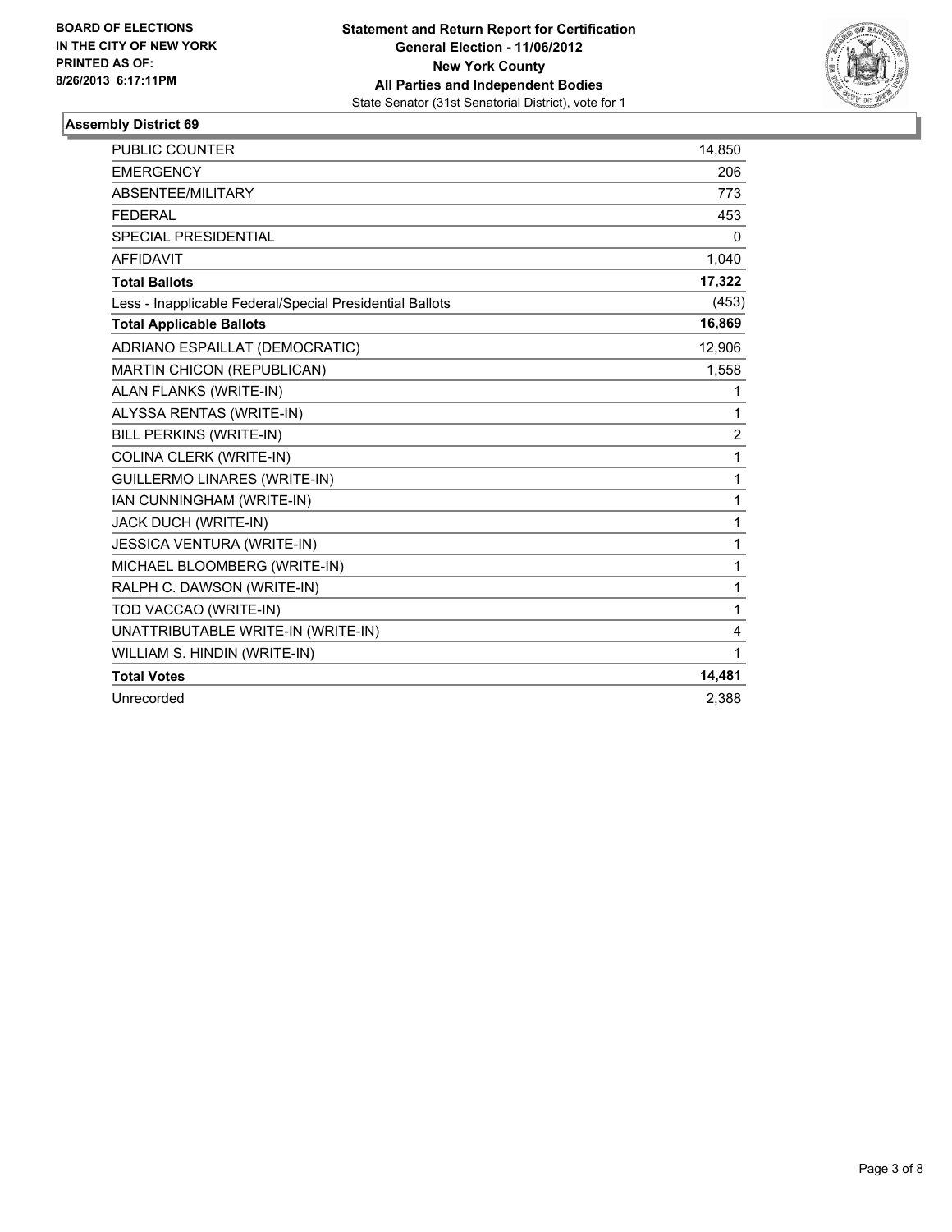**BOARD OF ELECTIONS IN THE CITY OF NEW YORK**
**PRINTED AS OF: 8/26/2013 6:17:11PM**

**Statement and Return Report for Certification**
**General Election - 11/06/2012**
**New York County**
**All Parties and Independent Bodies**
State Senator (31st Senatorial District), vote for 1

### Assembly District 69

| | |
|---|---|
| PUBLIC COUNTER | 14,850 |
| EMERGENCY | 206 |
| ABSENTEE/MILITARY | 773 |
| FEDERAL | 453 |
| SPECIAL PRESIDENTIAL | 0 |
| AFFIDAVIT | 1,040 |
| **Total Ballots** | **17,322** |
| Less - Inapplicable Federal/Special Presidential Ballots | (453) |
| **Total Applicable Ballots** | **16,869** |
| ADRIANO ESPAILLAT (DEMOCRATIC) | 12,906 |
| MARTIN CHICON (REPUBLICAN) | 1,558 |
| ALAN FLANKS (WRITE-IN) | 1 |
| ALYSSA RENTAS (WRITE-IN) | 1 |
| BILL PERKINS (WRITE-IN) | 2 |
| COLINA CLERK (WRITE-IN) | 1 |
| GUILLERMO LINARES (WRITE-IN) | 1 |
| IAN CUNNINGHAM (WRITE-IN) | 1 |
| JACK DUCH (WRITE-IN) | 1 |
| JESSICA VENTURA (WRITE-IN) | 1 |
| MICHAEL BLOOMBERG (WRITE-IN) | 1 |
| RALPH C. DAWSON (WRITE-IN) | 1 |
| TOD VACCAO (WRITE-IN) | 1 |
| UNATTRIBUTABLE WRITE-IN (WRITE-IN) | 4 |
| WILLIAM S. HINDIN (WRITE-IN) | 1 |
| **Total Votes** | **14,481** |
| Unrecorded | 2,388 |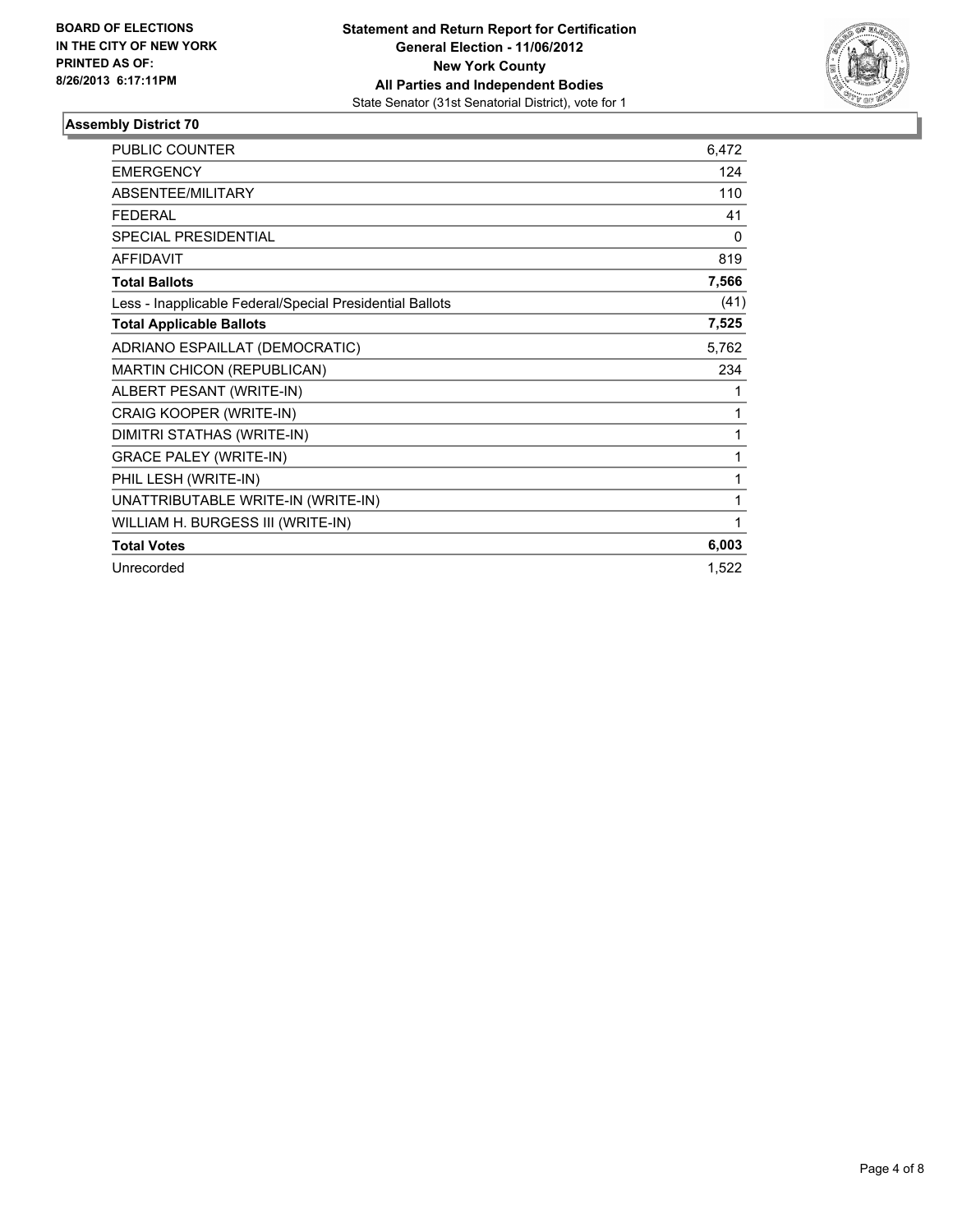**BOARD OF ELECTIONS IN THE CITY OF NEW YORK PRINTED AS OF: 8/26/2013 6:17:11PM**

**Statement and Return Report for Certification**
**General Election - 11/06/2012**
**New York County**
**All Parties and Independent Bodies**
State Senator (31st Senatorial District), vote for 1

## Assembly District 70

| | |
|---|---|
| PUBLIC COUNTER | 6,472 |
| EMERGENCY | 124 |
| ABSENTEE/MILITARY | 110 |
| FEDERAL | 41 |
| SPECIAL PRESIDENTIAL | 0 |
| AFFIDAVIT | 819 |
| **Total Ballots** | **7,566** |
| Less - Inapplicable Federal/Special Presidential Ballots | (41) |
| **Total Applicable Ballots** | **7,525** |
| ADRIANO ESPAILLAT (DEMOCRATIC) | 5,762 |
| MARTIN CHICON (REPUBLICAN) | 234 |
| ALBERT PESANT (WRITE-IN) | 1 |
| CRAIG KOOPER (WRITE-IN) | 1 |
| DIMITRI STATHAS (WRITE-IN) | 1 |
| GRACE PALEY (WRITE-IN) | 1 |
| PHIL LESH (WRITE-IN) | 1 |
| UNATTRIBUTABLE WRITE-IN (WRITE-IN) | 1 |
| WILLIAM H. BURGESS III (WRITE-IN) | 1 |
| **Total Votes** | **6,003** |
| Unrecorded | 1,522 |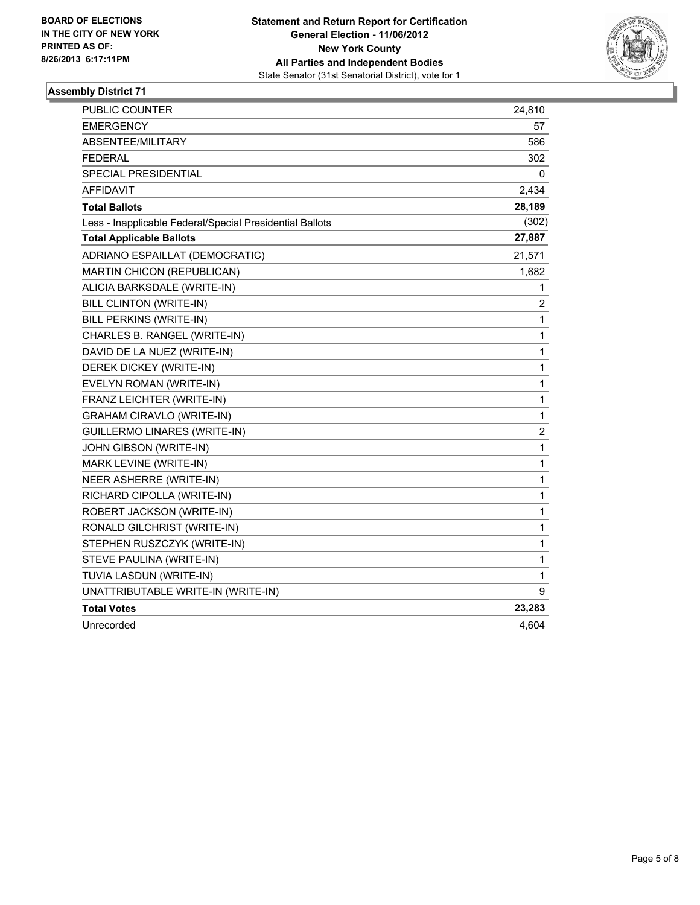**BOARD OF ELECTIONS**
**IN THE CITY OF NEW YORK**
**PRINTED AS OF:**
**8/26/2013 6:17:11PM**

**Statement and Return Report for Certification**
**General Election - 11/06/2012**
**New York County**
**All Parties and Independent Bodies**
State Senator (31st Senatorial District), vote for 1

## Assembly District 71

| | |
|---|---|
| PUBLIC COUNTER | 24,810 |
| EMERGENCY | 57 |
| ABSENTEE/MILITARY | 586 |
| FEDERAL | 302 |
| SPECIAL PRESIDENTIAL | 0 |
| AFFIDAVIT | 2,434 |
| **Total Ballots** | **28,189** |
| Less - Inapplicable Federal/Special Presidential Ballots | (302) |
| **Total Applicable Ballots** | **27,887** |
| ADRIANO ESPAILLAT (DEMOCRATIC) | 21,571 |
| MARTIN CHICON (REPUBLICAN) | 1,682 |
| ALICIA BARKSDALE (WRITE-IN) | 1 |
| BILL CLINTON (WRITE-IN) | 2 |
| BILL PERKINS (WRITE-IN) | 1 |
| CHARLES B. RANGEL (WRITE-IN) | 1 |
| DAVID DE LA NUEZ (WRITE-IN) | 1 |
| DEREK DICKEY (WRITE-IN) | 1 |
| EVELYN ROMAN (WRITE-IN) | 1 |
| FRANZ LEICHTER (WRITE-IN) | 1 |
| GRAHAM CIRAVLO (WRITE-IN) | 1 |
| GUILLERMO LINARES (WRITE-IN) | 2 |
| JOHN GIBSON (WRITE-IN) | 1 |
| MARK LEVINE (WRITE-IN) | 1 |
| NEER ASHERRE (WRITE-IN) | 1 |
| RICHARD CIPOLLA (WRITE-IN) | 1 |
| ROBERT JACKSON (WRITE-IN) | 1 |
| RONALD GILCHRIST (WRITE-IN) | 1 |
| STEPHEN RUSZCZYK (WRITE-IN) | 1 |
| STEVE PAULINA (WRITE-IN) | 1 |
| TUVIA LASDUN (WRITE-IN) | 1 |
| UNATTRIBUTABLE WRITE-IN (WRITE-IN) | 9 |
| **Total Votes** | **23,283** |
| Unrecorded | 4,604 |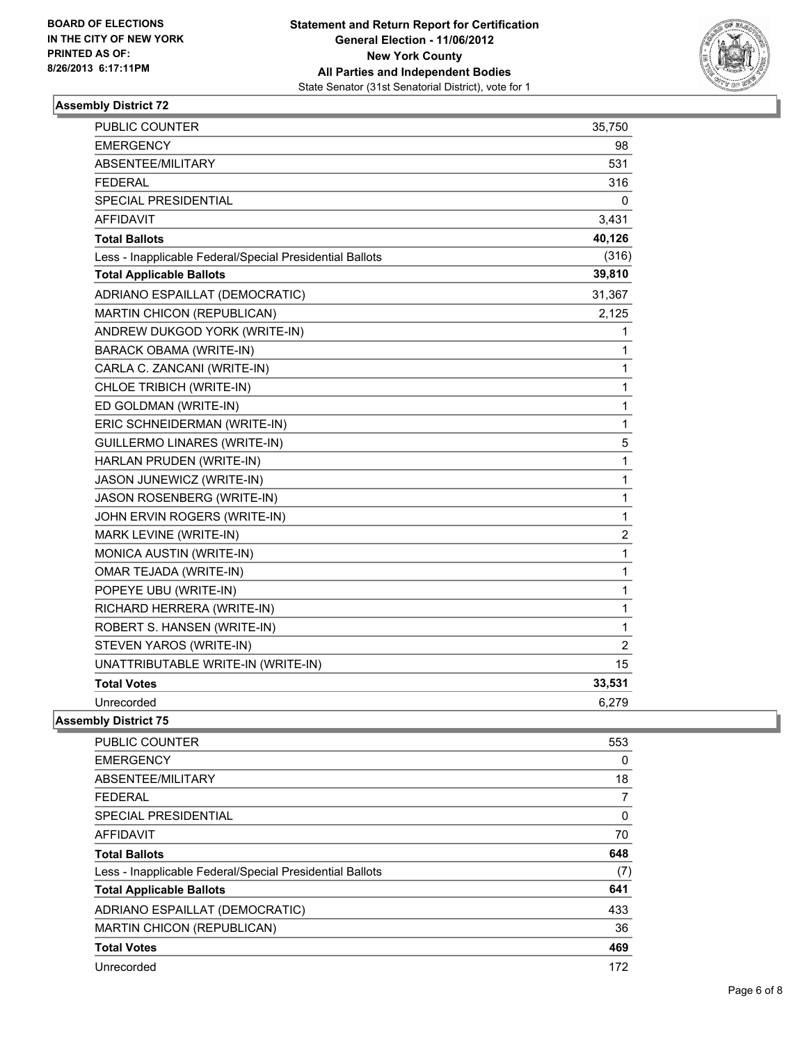**BOARD OF ELECTIONS IN THE CITY OF NEW YORK PRINTED AS OF: 8/26/2013 6:17:11PM**

**Statement and Return Report for Certification**
**General Election - 11/06/2012**
**New York County**
**All Parties and Independent Bodies**
State Senator (31st Senatorial District), vote for 1

## Assembly District 72

| | |
|---|---|
| PUBLIC COUNTER | 35,750 |
| EMERGENCY | 98 |
| ABSENTEE/MILITARY | 531 |
| FEDERAL | 316 |
| SPECIAL PRESIDENTIAL | 0 |
| AFFIDAVIT | 3,431 |
| **Total Ballots** | **40,126** |
| Less - Inapplicable Federal/Special Presidential Ballots | (316) |
| **Total Applicable Ballots** | **39,810** |
| ADRIANO ESPAILLAT (DEMOCRATIC) | 31,367 |
| MARTIN CHICON (REPUBLICAN) | 2,125 |
| ANDREW DUKGOD YORK (WRITE-IN) | 1 |
| BARACK OBAMA (WRITE-IN) | 1 |
| CARLA C. ZANCANI (WRITE-IN) | 1 |
| CHLOE TRIBICH (WRITE-IN) | 1 |
| ED GOLDMAN (WRITE-IN) | 1 |
| ERIC SCHNEIDERMAN (WRITE-IN) | 1 |
| GUILLERMO LINARES (WRITE-IN) | 5 |
| HARLAN PRUDEN (WRITE-IN) | 1 |
| JASON JUNEWICZ (WRITE-IN) | 1 |
| JASON ROSENBERG (WRITE-IN) | 1 |
| JOHN ERVIN ROGERS (WRITE-IN) | 1 |
| MARK LEVINE (WRITE-IN) | 2 |
| MONICA AUSTIN (WRITE-IN) | 1 |
| OMAR TEJADA (WRITE-IN) | 1 |
| POPEYE UBU (WRITE-IN) | 1 |
| RICHARD HERRERA (WRITE-IN) | 1 |
| ROBERT S. HANSEN (WRITE-IN) | 1 |
| STEVEN YAROS (WRITE-IN) | 2 |
| UNATTRIBUTABLE WRITE-IN (WRITE-IN) | 15 |
| **Total Votes** | **33,531** |
| Unrecorded | 6,279 |

## Assembly District 75

| | |
|---|---|
| PUBLIC COUNTER | 553 |
| EMERGENCY | 0 |
| ABSENTEE/MILITARY | 18 |
| FEDERAL | 7 |
| SPECIAL PRESIDENTIAL | 0 |
| AFFIDAVIT | 70 |
| **Total Ballots** | **648** |
| Less - Inapplicable Federal/Special Presidential Ballots | (7) |
| **Total Applicable Ballots** | **641** |
| ADRIANO ESPAILLAT (DEMOCRATIC) | 433 |
| MARTIN CHICON (REPUBLICAN) | 36 |
| **Total Votes** | **469** |
| Unrecorded | 172 |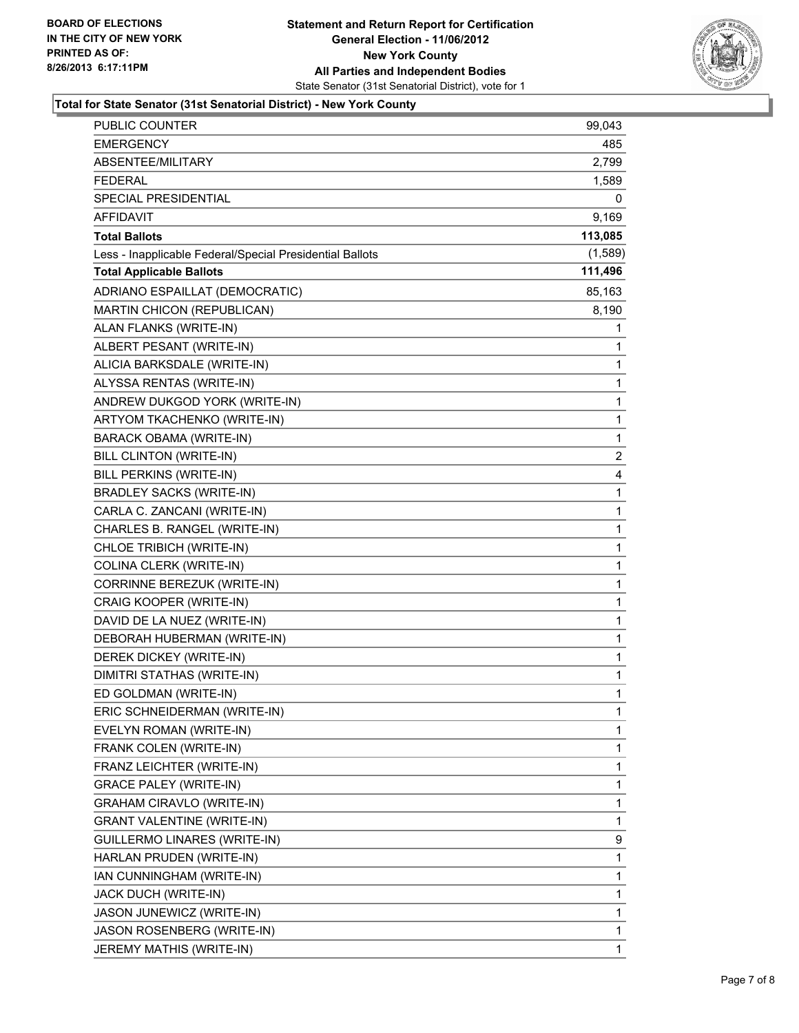**BOARD OF ELECTIONS IN THE CITY OF NEW YORK**
**PRINTED AS OF: 8/26/2013 6:17:11PM**

# Statement and Return Report for Certification
## General Election - 11/06/2012
## New York County
## All Parties and Independent Bodies
State Senator (31st Senatorial District), vote for 1

### Total for State Senator (31st Senatorial District) - New York County

| | |
|---|---|
| PUBLIC COUNTER | 99,043 |
| EMERGENCY | 485 |
| ABSENTEE/MILITARY | 2,799 |
| FEDERAL | 1,589 |
| SPECIAL PRESIDENTIAL | 0 |
| AFFIDAVIT | 9,169 |
| **Total Ballots** | **113,085** |
| Less - Inapplicable Federal/Special Presidential Ballots | (1,589) |
| **Total Applicable Ballots** | **111,496** |
| ADRIANO ESPAILLAT (DEMOCRATIC) | 85,163 |
| MARTIN CHICON (REPUBLICAN) | 8,190 |
| ALAN FLANKS (WRITE-IN) | 1 |
| ALBERT PESANT (WRITE-IN) | 1 |
| ALICIA BARKSDALE (WRITE-IN) | 1 |
| ALYSSA RENTAS (WRITE-IN) | 1 |
| ANDREW DUKGOD YORK (WRITE-IN) | 1 |
| ARTYOM TKACHENKO (WRITE-IN) | 1 |
| BARACK OBAMA (WRITE-IN) | 1 |
| BILL CLINTON (WRITE-IN) | 2 |
| BILL PERKINS (WRITE-IN) | 4 |
| BRADLEY SACKS (WRITE-IN) | 1 |
| CARLA C. ZANCANI (WRITE-IN) | 1 |
| CHARLES B. RANGEL (WRITE-IN) | 1 |
| CHLOE TRIBICH (WRITE-IN) | 1 |
| COLINA CLERK (WRITE-IN) | 1 |
| CORRINNE BEREZUK (WRITE-IN) | 1 |
| CRAIG KOOPER (WRITE-IN) | 1 |
| DAVID DE LA NUEZ (WRITE-IN) | 1 |
| DEBORAH HUBERMAN (WRITE-IN) | 1 |
| DEREK DICKEY (WRITE-IN) | 1 |
| DIMITRI STATHAS (WRITE-IN) | 1 |
| ED GOLDMAN (WRITE-IN) | 1 |
| ERIC SCHNEIDERMAN (WRITE-IN) | 1 |
| EVELYN ROMAN (WRITE-IN) | 1 |
| FRANK COLEN (WRITE-IN) | 1 |
| FRANZ LEICHTER (WRITE-IN) | 1 |
| GRACE PALEY (WRITE-IN) | 1 |
| GRAHAM CIRAVLO (WRITE-IN) | 1 |
| GRANT VALENTINE (WRITE-IN) | 1 |
| GUILLERMO LINARES (WRITE-IN) | 9 |
| HARLAN PRUDEN (WRITE-IN) | 1 |
| IAN CUNNINGHAM (WRITE-IN) | 1 |
| JACK DUCH (WRITE-IN) | 1 |
| JASON JUNEWICZ (WRITE-IN) | 1 |
| JASON ROSENBERG (WRITE-IN) | 1 |
| JEREMY MATHIS (WRITE-IN) | 1 |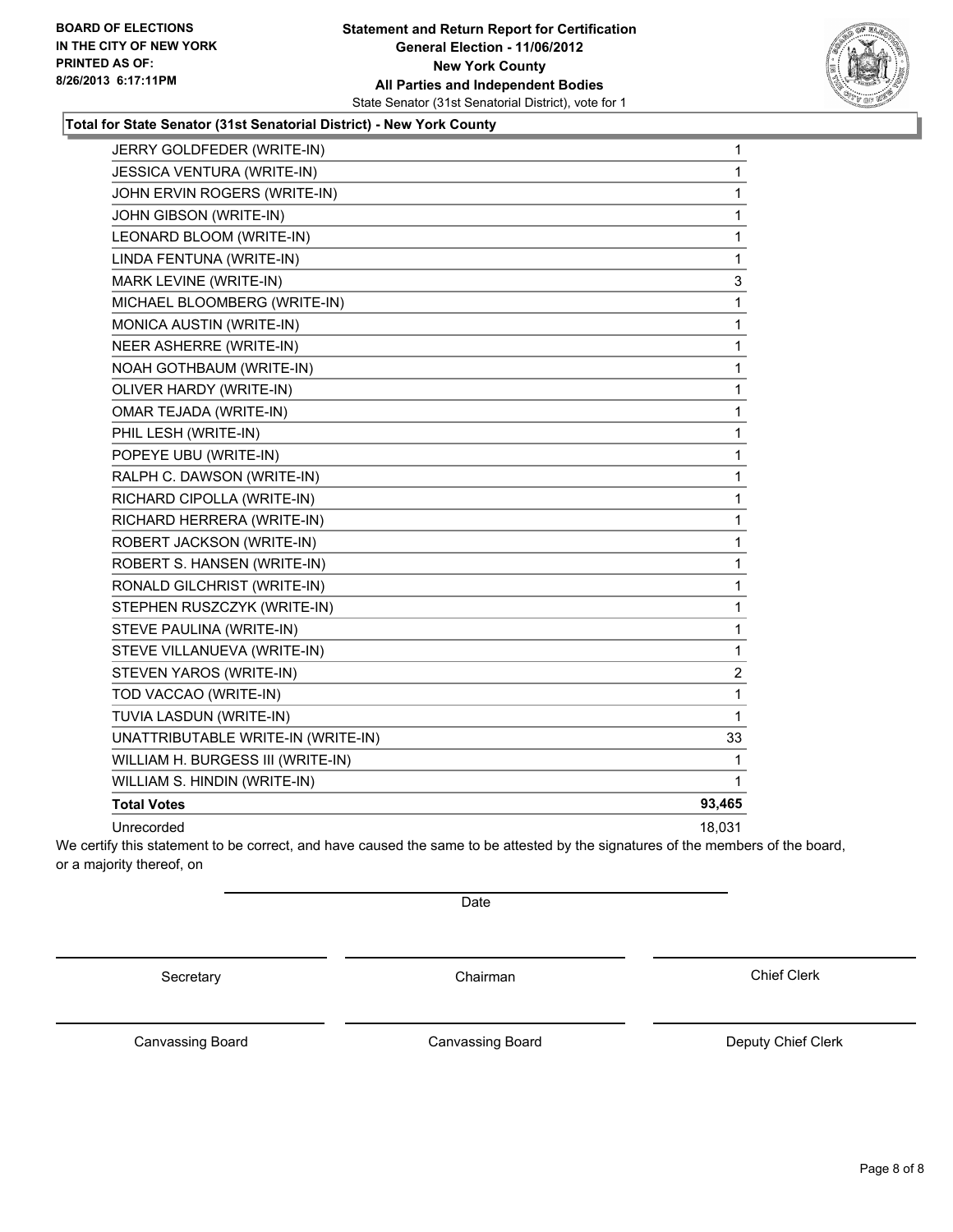**BOARD OF ELECTIONS IN THE CITY OF NEW YORK PRINTED AS OF: 8/26/2013 6:17:11PM**

**Statement and Return Report for Certification General Election - 11/06/2012 New York County All Parties and Independent Bodies**
State Senator (31st Senatorial District), vote for 1

**Total for State Senator (31st Senatorial District) - New York County**

| | |
|---|---|
| JERRY GOLDFEDER (WRITE-IN) | 1 |
| JESSICA VENTURA (WRITE-IN) | 1 |
| JOHN ERVIN ROGERS (WRITE-IN) | 1 |
| JOHN GIBSON (WRITE-IN) | 1 |
| LEONARD BLOOM (WRITE-IN) | 1 |
| LINDA FENTUNA (WRITE-IN) | 1 |
| MARK LEVINE (WRITE-IN) | 3 |
| MICHAEL BLOOMBERG (WRITE-IN) | 1 |
| MONICA AUSTIN (WRITE-IN) | 1 |
| NEER ASHERRE (WRITE-IN) | 1 |
| NOAH GOTHBAUM (WRITE-IN) | 1 |
| OLIVER HARDY (WRITE-IN) | 1 |
| OMAR TEJADA (WRITE-IN) | 1 |
| PHIL LESH (WRITE-IN) | 1 |
| POPEYE UBU (WRITE-IN) | 1 |
| RALPH C. DAWSON (WRITE-IN) | 1 |
| RICHARD CIPOLLA (WRITE-IN) | 1 |
| RICHARD HERRERA (WRITE-IN) | 1 |
| ROBERT JACKSON (WRITE-IN) | 1 |
| ROBERT S. HANSEN (WRITE-IN) | 1 |
| RONALD GILCHRIST (WRITE-IN) | 1 |
| STEPHEN RUSZCZYK (WRITE-IN) | 1 |
| STEVE PAULINA (WRITE-IN) | 1 |
| STEVE VILLANUEVA (WRITE-IN) | 1 |
| STEVEN YAROS (WRITE-IN) | 2 |
| TOD VACCAO (WRITE-IN) | 1 |
| TUVIA LASDUN (WRITE-IN) | 1 |
| UNATTRIBUTABLE WRITE-IN (WRITE-IN) | 33 |
| WILLIAM H. BURGESS III (WRITE-IN) | 1 |
| WILLIAM S. HINDIN (WRITE-IN) | 1 |
| **Total Votes** | **93,465** |
| Unrecorded | 18,031 |

We certify this statement to be correct, and have caused the same to be attested by the signatures of the members of the board, or a majority thereof, on

Date

Secretary | Chairman | Chief Clerk

Canvassing Board | Canvassing Board | Deputy Chief Clerk